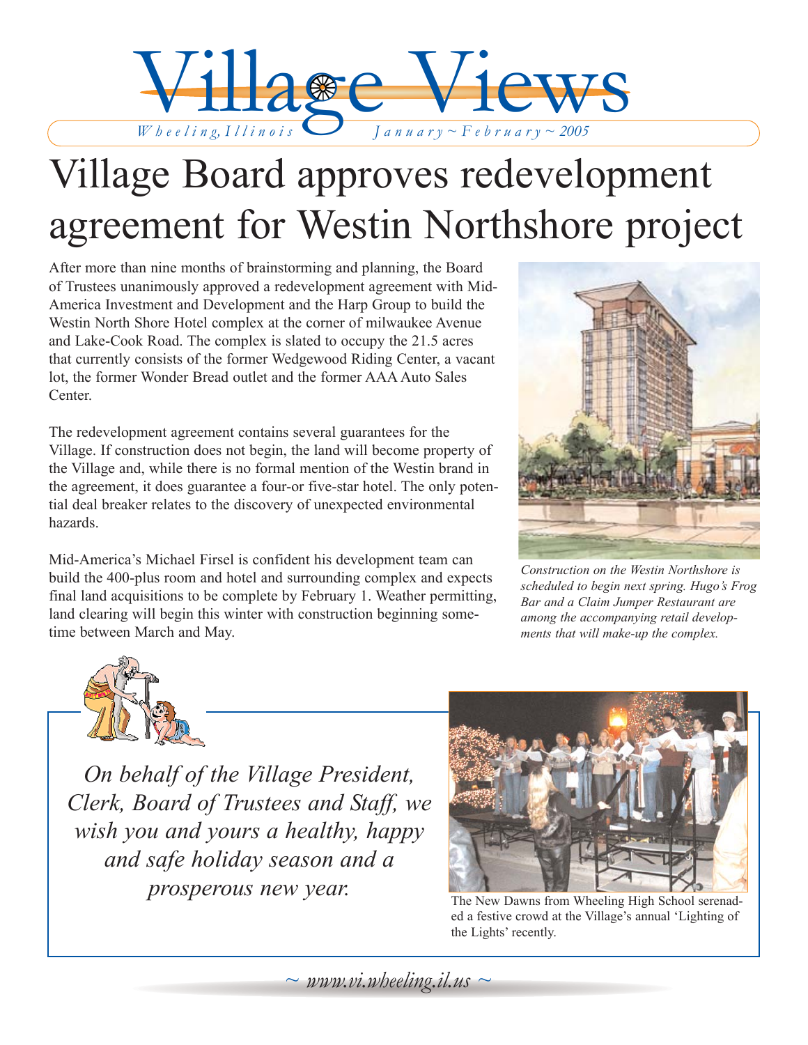# Village Views

*Wheeling, Illinois* *January ~ February ~ 2005*

# Village Board approves redevelopment agreement for Westin Northshore project

After more than nine months of brainstorming and planning, the Board of Trustees unanimously approved a redevelopment agreement with Mid-America Investment and Development and the Harp Group to build the Westin North Shore Hotel complex at the corner of milwaukee Avenue and Lake-Cook Road. The complex is slated to occupy the 21.5 acres that currently consists of the former Wedgewood Riding Center, a vacant lot, the former Wonder Bread outlet and the former AAA Auto Sales Center.

The redevelopment agreement contains several guarantees for the Village. If construction does not begin, the land will become property of the Village and, while there is no formal mention of the Westin brand in the agreement, it does guarantee a four-or five-star hotel. The only potential deal breaker relates to the discovery of unexpected environmental hazards.

Mid-America's Michael Firsel is confident his development team can build the 400-plus room and hotel and surrounding complex and expects final land acquisitions to be complete by February 1. Weather permitting, land clearing will begin this winter with construction beginning sometime between March and May.

*Construction on the Westin Northshore is scheduled to begin next spring. Hugo's Frog Bar and a Claim Jumper Restaurant are among the accompanying retail developments that will make-up the complex.*

*On behalf of the Village President, Clerk, Board of Trustees and Staff, we wish you and yours a healthy, happy and safe holiday season and a prosperous new year.*

The New Dawns from Wheeling High School serenaded a festive crowd at the Village's annual 'Lighting of the Lights' recently.

*~ www.vi.wheeling.il.us ~*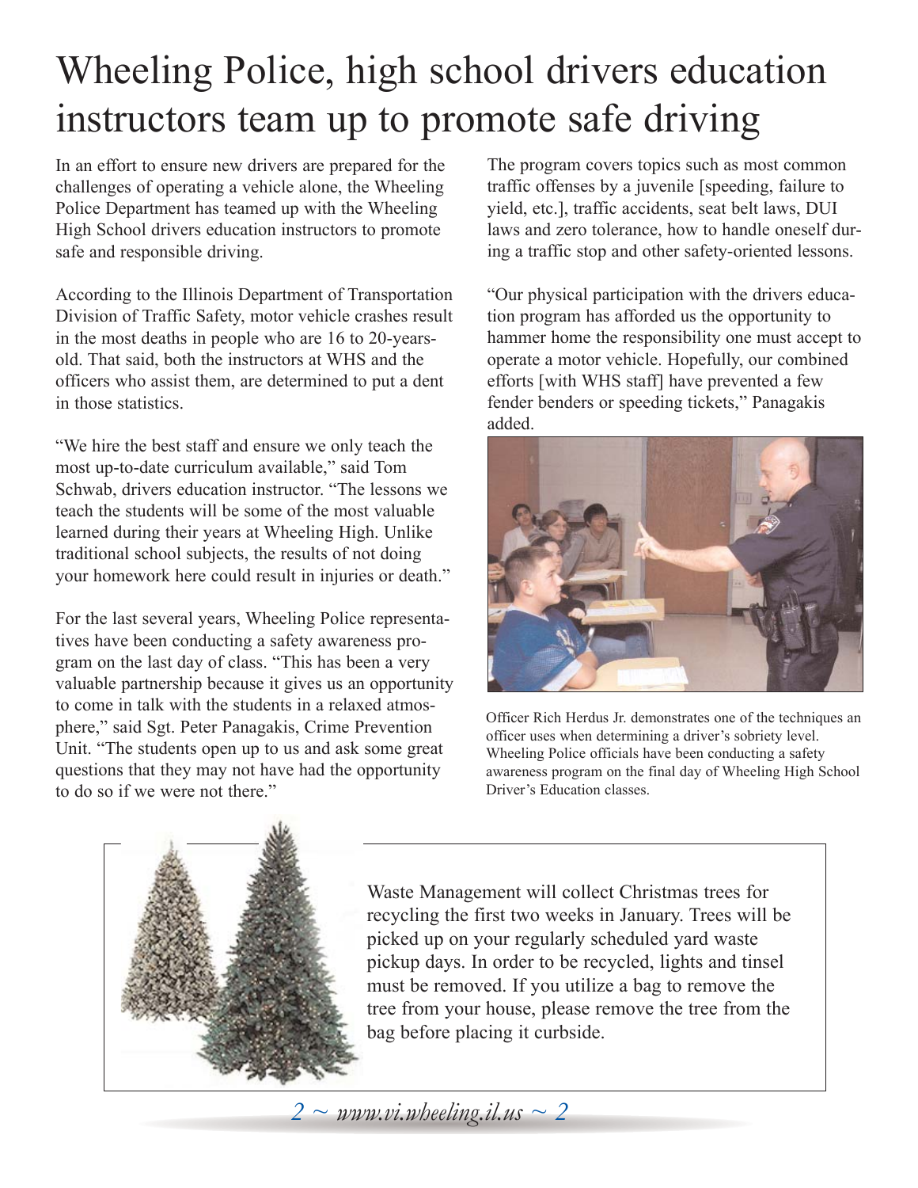# Wheeling Police, high school drivers education instructors team up to promote safe driving

In an effort to ensure new drivers are prepared for the challenges of operating a vehicle alone, the Wheeling Police Department has teamed up with the Wheeling High School drivers education instructors to promote safe and responsible driving.

According to the Illinois Department of Transportation Division of Traffic Safety, motor vehicle crashes result in the most deaths in people who are 16 to 20-years-old. That said, both the instructors at WHS and the officers who assist them, are determined to put a dent in those statistics.

"We hire the best staff and ensure we only teach the most up-to-date curriculum available," said Tom Schwab, drivers education instructor. "The lessons we teach the students will be some of the most valuable learned during their years at Wheeling High. Unlike traditional school subjects, the results of not doing your homework here could result in injuries or death."

For the last several years, Wheeling Police representatives have been conducting a safety awareness program on the last day of class. "This has been a very valuable partnership because it gives us an opportunity to come in talk with the students in a relaxed atmosphere," said Sgt. Peter Panagakis, Crime Prevention Unit. "The students open up to us and ask some great questions that they may not have had the opportunity to do so if we were not there."

The program covers topics such as most common traffic offenses by a juvenile [speeding, failure to yield, etc.], traffic accidents, seat belt laws, DUI laws and zero tolerance, how to handle oneself during a traffic stop and other safety-oriented lessons.

"Our physical participation with the drivers education program has afforded us the opportunity to hammer home the responsibility one must accept to operate a motor vehicle. Hopefully, our combined efforts [with WHS staff] have prevented a few fender benders or speeding tickets," Panagakis added.

Officer Rich Herdus Jr. demonstrates one of the techniques an officer uses when determining a driver's sobriety level. Wheeling Police officials have been conducting a safety awareness program on the final day of Wheeling High School Driver's Education classes.

Waste Management will collect Christmas trees for recycling the first two weeks in January. Trees will be picked up on your regularly scheduled yard waste pickup days. In order to be recycled, lights and tinsel must be removed. If you utilize a bag to remove the tree from your house, please remove the tree from the bag before placing it curbside.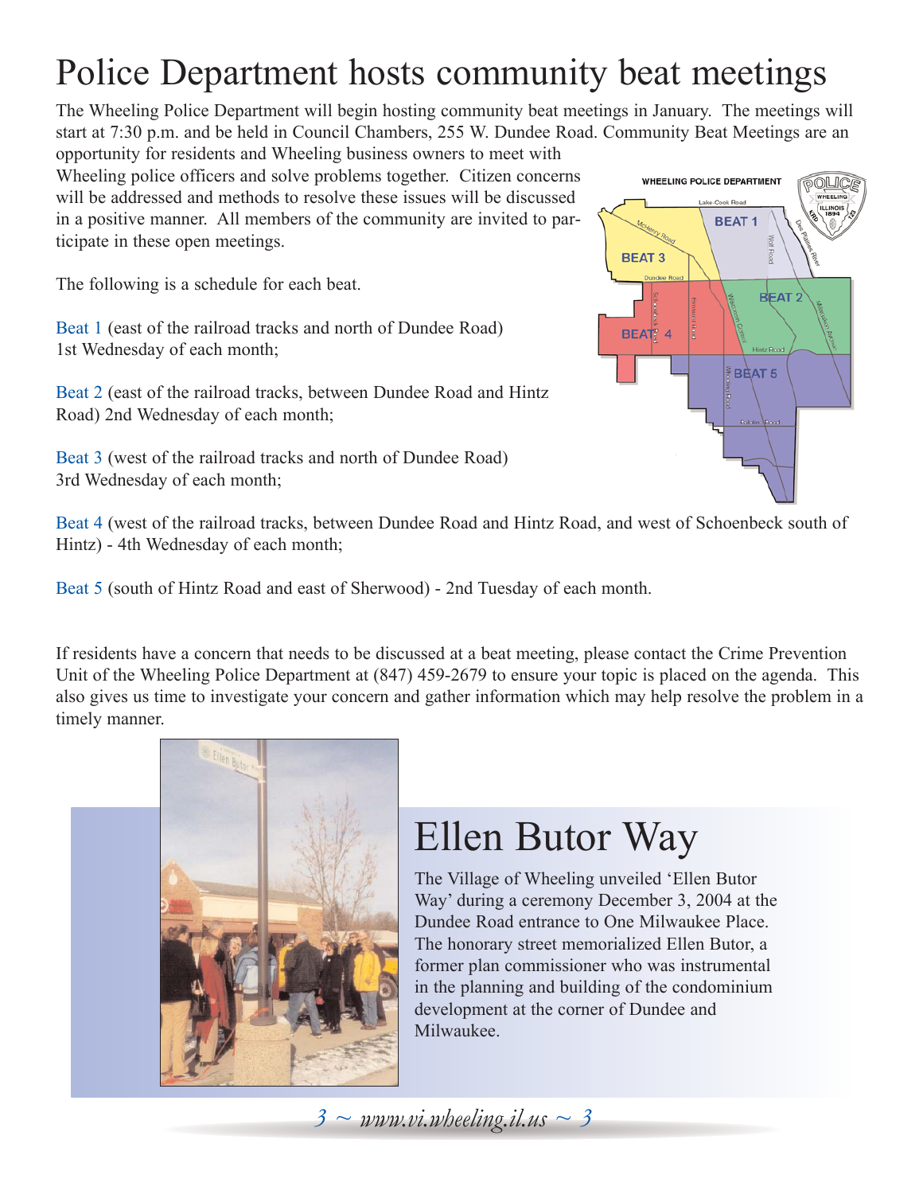# Police Department hosts community beat meetings

The Wheeling Police Department will begin hosting community beat meetings in January. The meetings will start at 7:30 p.m. and be held in Council Chambers, 255 W. Dundee Road. Community Beat Meetings are an opportunity for residents and Wheeling business owners to meet with Wheeling police officers and solve problems together. Citizen concerns will be addressed and methods to resolve these issues will be discussed in a positive manner. All members of the community are invited to participate in these open meetings.

The following is a schedule for each beat.

Beat 1 (east of the railroad tracks and north of Dundee Road) 1st Wednesday of each month;

Beat 2 (east of the railroad tracks, between Dundee Road and Hintz Road) 2nd Wednesday of each month;

Beat 3 (west of the railroad tracks and north of Dundee Road) 3rd Wednesday of each month;

Beat 4 (west of the railroad tracks, between Dundee Road and Hintz Road, and west of Schoenbeck south of Hintz) - 4th Wednesday of each month;

Beat 5 (south of Hintz Road and east of Sherwood) - 2nd Tuesday of each month.

If residents have a concern that needs to be discussed at a beat meeting, please contact the Crime Prevention Unit of the Wheeling Police Department at (847) 459-2679 to ensure your topic is placed on the agenda. This also gives us time to investigate your concern and gather information which may help resolve the problem in a timely manner.

# Ellen Butor Way

The Village of Wheeling unveiled 'Ellen Butor Way' during a ceremony December 3, 2004 at the Dundee Road entrance to One Milwaukee Place. The honorary street memorialized Ellen Butor, a former plan commissioner who was instrumental in the planning and building of the condominium development at the corner of Dundee and Milwaukee.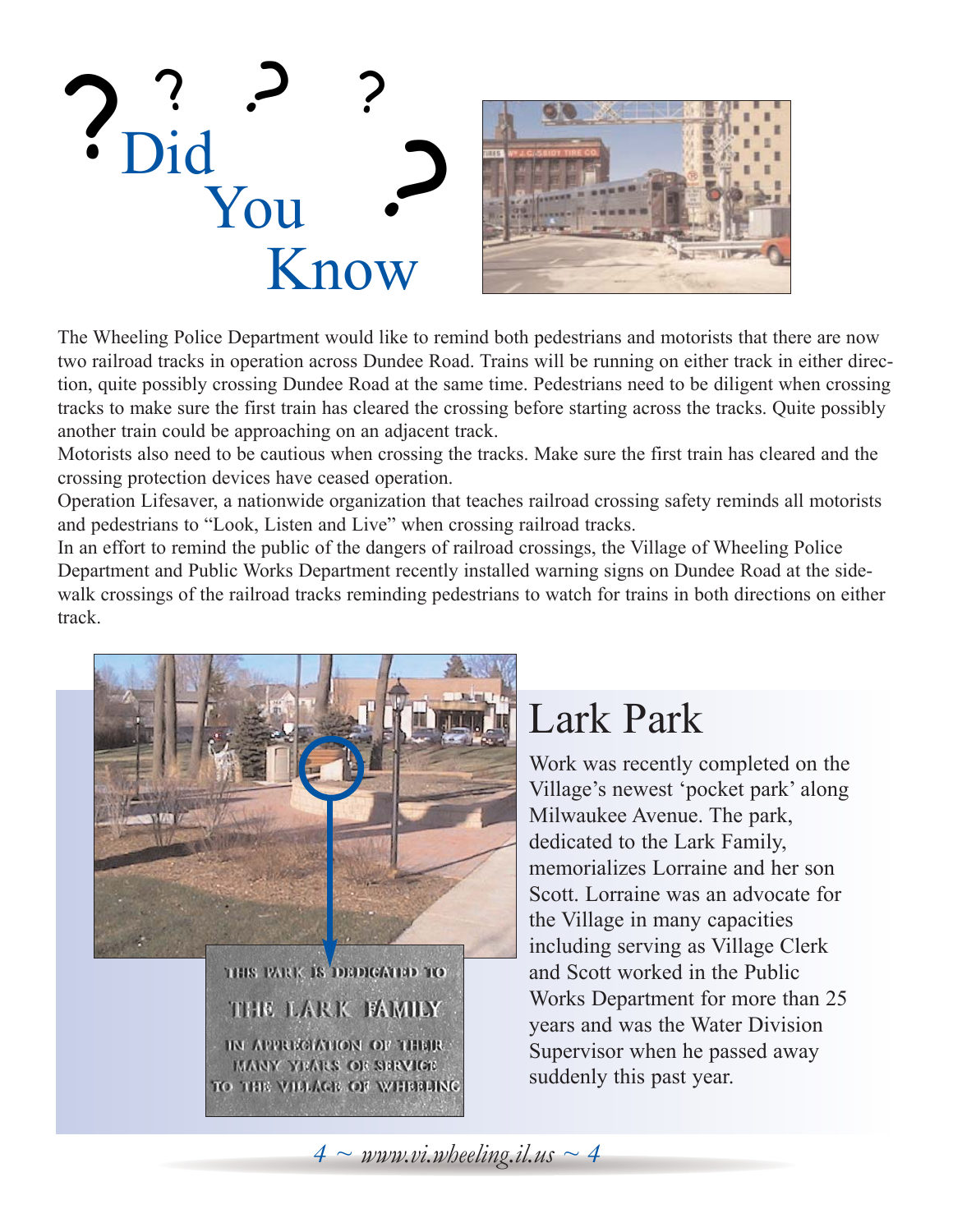# Did You Know

The Wheeling Police Department would like to remind both pedestrians and motorists that there are now two railroad tracks in operation across Dundee Road. Trains will be running on either track in either direction, quite possibly crossing Dundee Road at the same time. Pedestrians need to be diligent when crossing tracks to make sure the first train has cleared the crossing before starting across the tracks. Quite possibly another train could be approaching on an adjacent track.

Motorists also need to be cautious when crossing the tracks. Make sure the first train has cleared and the crossing protection devices have ceased operation.

Operation Lifesaver, a nationwide organization that teaches railroad crossing safety reminds all motorists and pedestrians to "Look, Listen and Live" when crossing railroad tracks.

In an effort to remind the public of the dangers of railroad crossings, the Village of Wheeling Police Department and Public Works Department recently installed warning signs on Dundee Road at the sidewalk crossings of the railroad tracks reminding pedestrians to watch for trains in both directions on either track.

THIS PARK IS DEDICATED TO

THE LARK FAMILY

IN APPRECIATION OF THEIR MANY YEARS OF SERVICE TO THE VILLAGE OF WHEELING

## Lark Park

Work was recently completed on the Village's newest 'pocket park' along Milwaukee Avenue. The park, dedicated to the Lark Family, memorializes Lorraine and her son Scott. Lorraine was an advocate for the Village in many capacities including serving as Village Clerk and Scott worked in the Public Works Department for more than 25 years and was the Water Division Supervisor when he passed away suddenly this past year.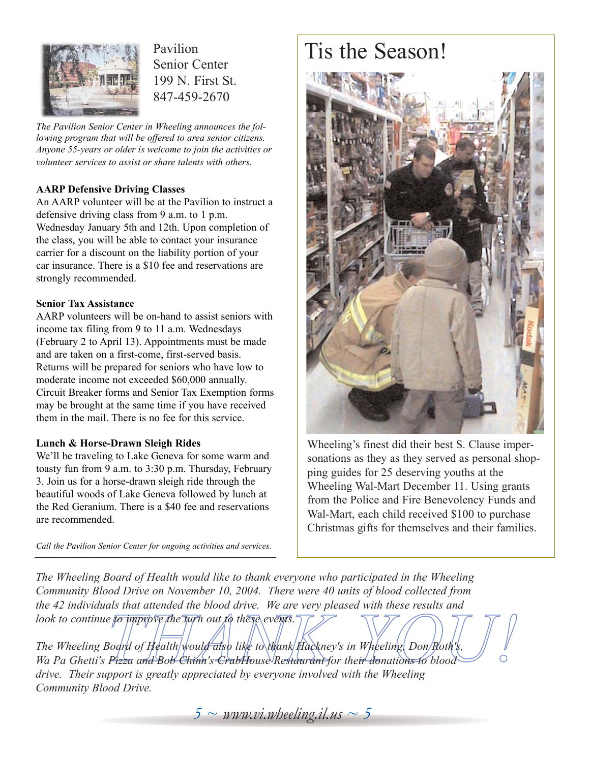Pavilion
Senior Center
199 N. First St.
847-459-2670

*The Pavilion Senior Center in Wheeling announces the following program that will be offered to area senior citizens. Anyone 55-years or older is welcome to join the activities or volunteer services to assist or share talents with others.*

**AARP Defensive Driving Classes**

An AARP volunteer will be at the Pavilion to instruct a defensive driving class from 9 a.m. to 1 p.m. Wednesday January 5th and 12th. Upon completion of the class, you will be able to contact your insurance carrier for a discount on the liability portion of your car insurance. There is a $10 fee and reservations are strongly recommended.

**Senior Tax Assistance**

AARP volunteers will be on-hand to assist seniors with income tax filing from 9 to 11 a.m. Wednesdays (February 2 to April 13). Appointments must be made and are taken on a first-come, first-served basis. Returns will be prepared for seniors who have low to moderate income not exceeded $60,000 annually. Circuit Breaker forms and Senior Tax Exemption forms may be brought at the same time if you have received them in the mail. There is no fee for this service.

**Lunch & Horse-Drawn Sleigh Rides**

We'll be traveling to Lake Geneva for some warm and toasty fun from 9 a.m. to 3:30 p.m. Thursday, February 3. Join us for a horse-drawn sleigh ride through the beautiful woods of Lake Geneva followed by lunch at the Red Geranium. There is a $40 fee and reservations are recommended.

*Call the Pavilion Senior Center for ongoing activities and services.*

# Tis the Season!

Wheeling's finest did their best S. Clause impersonations as they as they served as personal shopping guides for 25 deserving youths at the Wheeling Wal-Mart December 11. Using grants from the Police and Fire Benevolency Funds and Wal-Mart, each child received $100 to purchase Christmas gifts for themselves and their families.

## THANK YOU!

*The Wheeling Board of Health would like to thank everyone who participated in the Wheeling Community Blood Drive on November 10, 2004. There were 40 units of blood collected from the 42 individuals that attended the blood drive. We are very pleased with these results and look to continue to improve the turn out to these events.*

*The Wheeling Board of Health would also like to thank Hackney's in Wheeling, Don Roth's, Wa Pa Ghetti's Pizza and Bob Chinn's CrabHouse Restaurant for their donations to blood drive. Their support is greatly appreciated by everyone involved with the Wheeling Community Blood Drive.*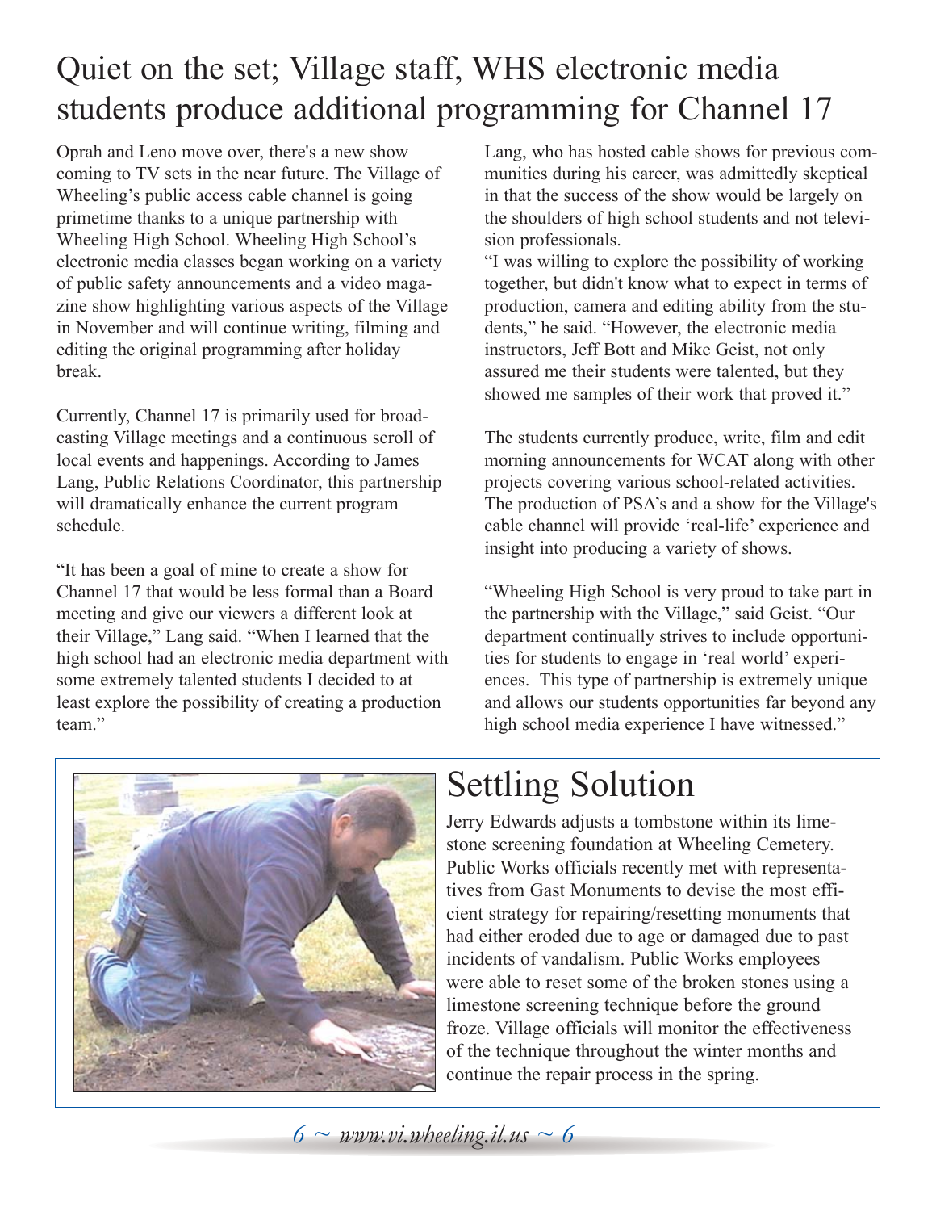# Quiet on the set; Village staff, WHS electronic media students produce additional programming for Channel 17

Oprah and Leno move over, there's a new show coming to TV sets in the near future. The Village of Wheeling's public access cable channel is going primetime thanks to a unique partnership with Wheeling High School. Wheeling High School's electronic media classes began working on a variety of public safety announcements and a video magazine show highlighting various aspects of the Village in November and will continue writing, filming and editing the original programming after holiday break.

Currently, Channel 17 is primarily used for broadcasting Village meetings and a continuous scroll of local events and happenings. According to James Lang, Public Relations Coordinator, this partnership will dramatically enhance the current program schedule.

"It has been a goal of mine to create a show for Channel 17 that would be less formal than a Board meeting and give our viewers a different look at their Village," Lang said. "When I learned that the high school had an electronic media department with some extremely talented students I decided to at least explore the possibility of creating a production team."

Lang, who has hosted cable shows for previous communities during his career, was admittedly skeptical in that the success of the show would be largely on the shoulders of high school students and not television professionals.

"I was willing to explore the possibility of working together, but didn't know what to expect in terms of production, camera and editing ability from the students," he said. "However, the electronic media instructors, Jeff Bott and Mike Geist, not only assured me their students were talented, but they showed me samples of their work that proved it."

The students currently produce, write, film and edit morning announcements for WCAT along with other projects covering various school-related activities. The production of PSA's and a show for the Village's cable channel will provide 'real-life' experience and insight into producing a variety of shows.

"Wheeling High School is very proud to take part in the partnership with the Village," said Geist. "Our department continually strives to include opportunities for students to engage in 'real world' experiences. This type of partnership is extremely unique and allows our students opportunities far beyond any high school media experience I have witnessed."

## Settling Solution

Jerry Edwards adjusts a tombstone within its limestone screening foundation at Wheeling Cemetery. Public Works officials recently met with representatives from Gast Monuments to devise the most efficient strategy for repairing/resetting monuments that had either eroded due to age or damaged due to past incidents of vandalism. Public Works employees were able to reset some of the broken stones using a limestone screening technique before the ground froze. Village officials will monitor the effectiveness of the technique throughout the winter months and continue the repair process in the spring.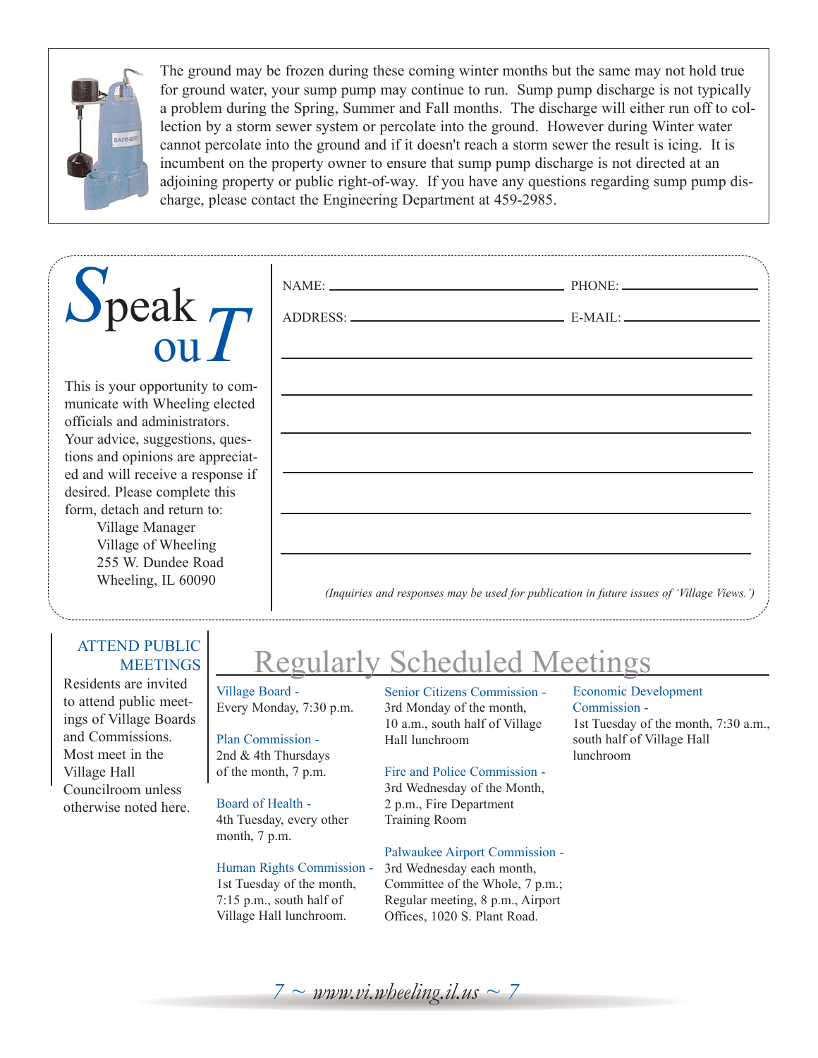The ground may be frozen during these coming winter months but the same may not hold true for ground water, your sump pump may continue to run. Sump pump discharge is not typically a problem during the Spring, Summer and Fall months. The discharge will either run off to collection by a storm sewer system or percolate into the ground. However during Winter water cannot percolate into the ground and if it doesn't reach a storm sewer the result is icing. It is incumbent on the property owner to ensure that sump pump discharge is not directed at an adjoining property or public right-of-way. If you have any questions regarding sump pump discharge, please contact the Engineering Department at 459-2985.

## Speak ouT

This is your opportunity to communicate with Wheeling elected officials and administrators. Your advice, suggestions, questions and opinions are appreciated and will receive a response if desired. Please complete this form, detach and return to:

Village Manager
Village of Wheeling
255 W. Dundee Road
Wheeling, IL 60090

NAME: ______________________ PHONE: ______________

ADDRESS: ____________________ E-MAIL: ______________

________________________________________________

________________________________________________

________________________________________________

________________________________________________

________________________________________________

________________________________________________

*(Inquiries and responses may be used for publication in future issues of 'Village Views.')*

### ATTEND PUBLIC MEETINGS

Residents are invited to attend public meetings of Village Boards and Commissions. Most meet in the Village Hall Councilroom unless otherwise noted here.

## Regularly Scheduled Meetings

**Village Board -**
Every Monday, 7:30 p.m.

**Plan Commission -**
2nd & 4th Thursdays of the month, 7 p.m.

**Board of Health -**
4th Tuesday, every other month, 7 p.m.

**Human Rights Commission -**
1st Tuesday of the month, 7:15 p.m., south half of Village Hall lunchroom.

**Senior Citizens Commission -**
3rd Monday of the month, 10 a.m., south half of Village Hall lunchroom

**Fire and Police Commission -**
3rd Wednesday of the Month, 2 p.m., Fire Department Training Room

**Palwaukee Airport Commission -**
3rd Wednesday each month, Committee of the Whole, 7 p.m.; Regular meeting, 8 p.m., Airport Offices, 1020 S. Plant Road.

**Economic Development Commission -**
1st Tuesday of the month, 7:30 a.m., south half of Village Hall lunchroom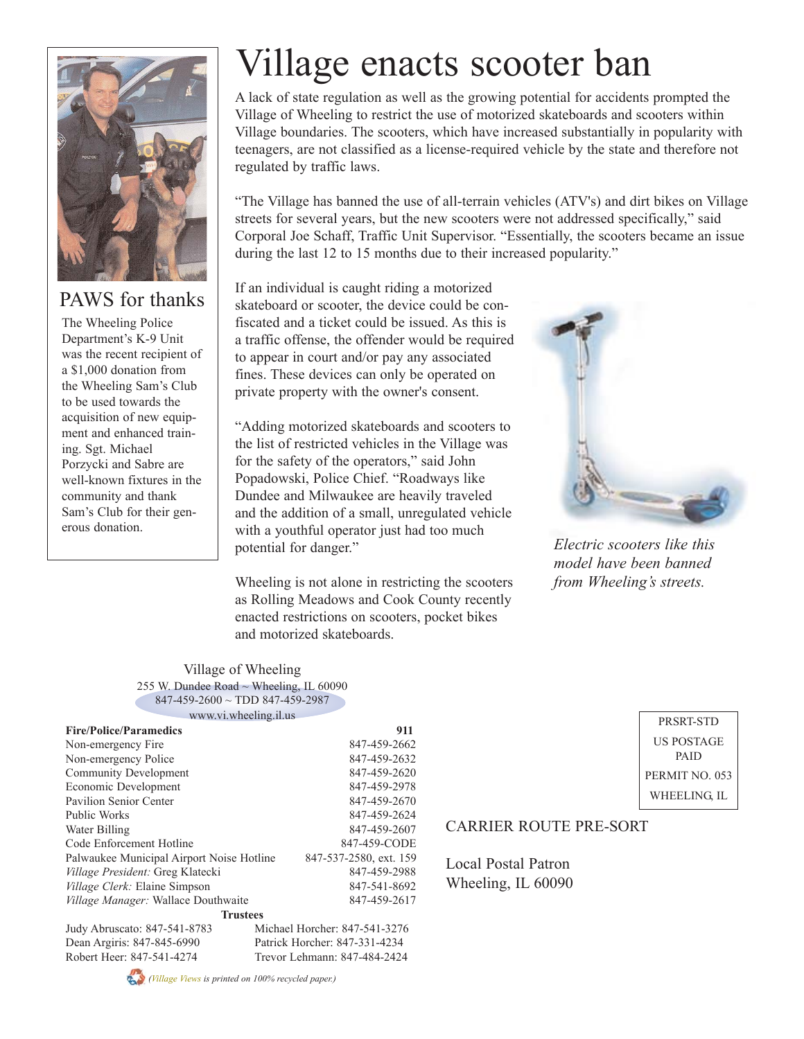# Village enacts scooter ban

A lack of state regulation as well as the growing potential for accidents prompted the Village of Wheeling to restrict the use of motorized skateboards and scooters within Village boundaries. The scooters, which have increased substantially in popularity with teenagers, are not classified as a license-required vehicle by the state and therefore not regulated by traffic laws.

"The Village has banned the use of all-terrain vehicles (ATV's) and dirt bikes on Village streets for several years, but the new scooters were not addressed specifically," said Corporal Joe Schaff, Traffic Unit Supervisor. "Essentially, the scooters became an issue during the last 12 to 15 months due to their increased popularity."

If an individual is caught riding a motorized skateboard or scooter, the device could be confiscated and a ticket could be issued. As this is a traffic offense, the offender would be required to appear in court and/or pay any associated fines. These devices can only be operated on private property with the owner's consent.

"Adding motorized skateboards and scooters to the list of restricted vehicles in the Village was for the safety of the operators," said John Popadowski, Police Chief. "Roadways like Dundee and Milwaukee are heavily traveled and the addition of a small, unregulated vehicle with a youthful operator just had too much potential for danger."

Wheeling is not alone in restricting the scooters as Rolling Meadows and Cook County recently enacted restrictions on scooters, pocket bikes and motorized skateboards.

*Electric scooters like this model have been banned from Wheeling's streets.*

## PAWS for thanks

The Wheeling Police Department's K-9 Unit was the recent recipient of a $1,000 donation from the Wheeling Sam's Club to be used towards the acquisition of new equipment and enhanced training. Sgt. Michael Porzycki and Sabre are well-known fixtures in the community and thank Sam's Club for their generous donation.

Village of Wheeling
255 W. Dundee Road ~ Wheeling, IL 60090
847-459-2600 ~ TDD 847-459-2987
www.vi.wheeling.il.us

| | |
|---|---|
| **Fire/Police/Paramedics** | **911** |
| Non-emergency Fire | 847-459-2662 |
| Non-emergency Police | 847-459-2632 |
| Community Development | 847-459-2620 |
| Economic Development | 847-459-2978 |
| Pavilion Senior Center | 847-459-2670 |
| Public Works | 847-459-2624 |
| Water Billing | 847-459-2607 |
| Code Enforcement Hotline | 847-459-CODE |
| Palwaukee Municipal Airport Noise Hotline | 847-537-2580, ext. 159 |
| *Village President:* Greg Klatecki | 847-459-2988 |
| *Village Clerk:* Elaine Simpson | 847-541-8692 |
| *Village Manager:* Wallace Douthwaite | 847-459-2617 |

**Trustees**

| | |
|---|---|
| Judy Abruscato: 847-541-8783 | Michael Horcher: 847-541-3276 |
| Dean Argiris: 847-845-6990 | Patrick Horcher: 847-331-4234 |
| Robert Heer: 847-541-4274 | Trevor Lehmann: 847-484-2424 |

*(Village Views is printed on 100% recycled paper.)*

PRSRT-STD
US POSTAGE
PAID
PERMIT NO. 053
WHEELING, IL

CARRIER ROUTE PRE-SORT

Local Postal Patron
Wheeling, IL 60090